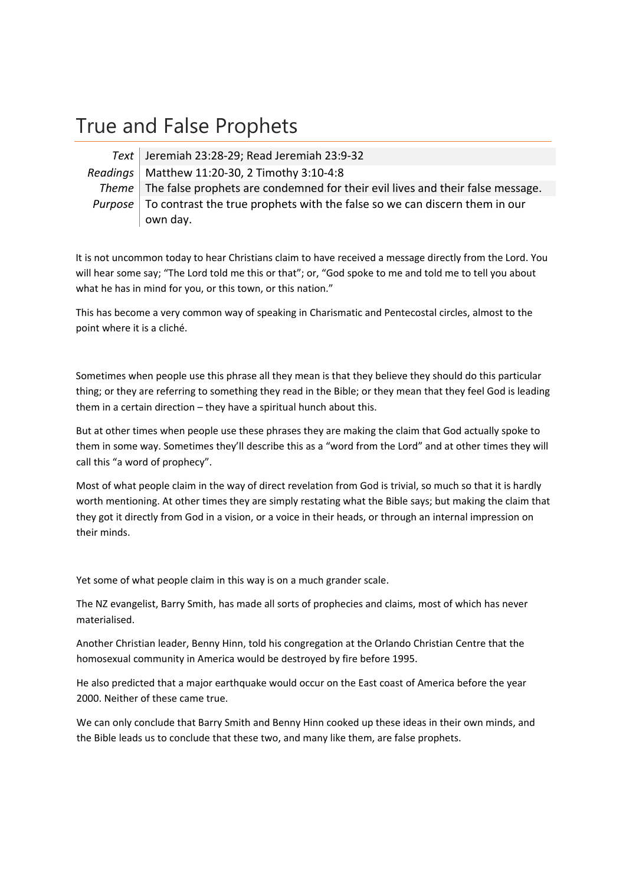# True and False Prophets

| | |
|---|---|
| *Text* | Jeremiah 23:28-29; Read Jeremiah 23:9-32 |
| *Readings* | Matthew 11:20-30, 2 Timothy 3:10-4:8 |
| *Theme* | The false prophets are condemned for their evil lives and their false message. |
| *Purpose* | To contrast the true prophets with the false so we can discern them in our own day. |

It is not uncommon today to hear Christians claim to have received a message directly from the Lord. You will hear some say; "The Lord told me this or that"; or, "God spoke to me and told me to tell you about what he has in mind for you, or this town, or this nation."

This has become a very common way of speaking in Charismatic and Pentecostal circles, almost to the point where it is a cliché.

Sometimes when people use this phrase all they mean is that they believe they should do this particular thing; or they are referring to something they read in the Bible; or they mean that they feel God is leading them in a certain direction – they have a spiritual hunch about this.

But at other times when people use these phrases they are making the claim that God actually spoke to them in some way. Sometimes they'll describe this as a "word from the Lord" and at other times they will call this "a word of prophecy".

Most of what people claim in the way of direct revelation from God is trivial, so much so that it is hardly worth mentioning. At other times they are simply restating what the Bible says; but making the claim that they got it directly from God in a vision, or a voice in their heads, or through an internal impression on their minds.

Yet some of what people claim in this way is on a much grander scale.

The NZ evangelist, Barry Smith, has made all sorts of prophecies and claims, most of which has never materialised.

Another Christian leader, Benny Hinn, told his congregation at the Orlando Christian Centre that the homosexual community in America would be destroyed by fire before 1995.

He also predicted that a major earthquake would occur on the East coast of America before the year 2000. Neither of these came true.

We can only conclude that Barry Smith and Benny Hinn cooked up these ideas in their own minds, and the Bible leads us to conclude that these two, and many like them, are false prophets.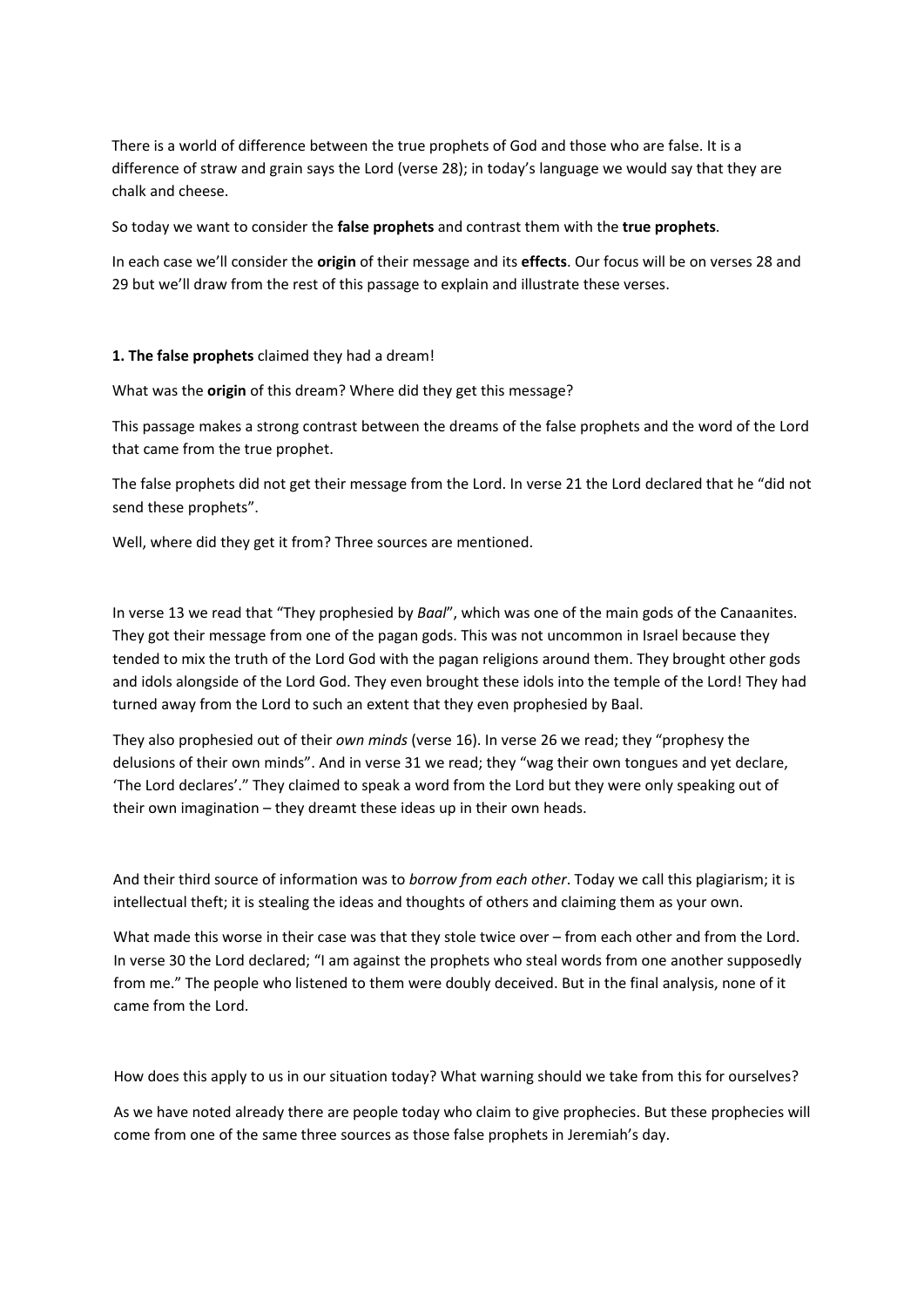There is a world of difference between the true prophets of God and those who are false. It is a difference of straw and grain says the Lord (verse 28); in today's language we would say that they are chalk and cheese.

So today we want to consider the **false prophets** and contrast them with the **true prophets**.

In each case we'll consider the **origin** of their message and its **effects**. Our focus will be on verses 28 and 29 but we'll draw from the rest of this passage to explain and illustrate these verses.

**1. The false prophets** claimed they had a dream!

What was the **origin** of this dream? Where did they get this message?

This passage makes a strong contrast between the dreams of the false prophets and the word of the Lord that came from the true prophet.

The false prophets did not get their message from the Lord. In verse 21 the Lord declared that he "did not send these prophets".

Well, where did they get it from? Three sources are mentioned.

In verse 13 we read that "They prophesied by *Baal*", which was one of the main gods of the Canaanites. They got their message from one of the pagan gods. This was not uncommon in Israel because they tended to mix the truth of the Lord God with the pagan religions around them. They brought other gods and idols alongside of the Lord God. They even brought these idols into the temple of the Lord! They had turned away from the Lord to such an extent that they even prophesied by Baal.

They also prophesied out of their *own minds* (verse 16). In verse 26 we read; they "prophesy the delusions of their own minds". And in verse 31 we read; they "wag their own tongues and yet declare, 'The Lord declares'." They claimed to speak a word from the Lord but they were only speaking out of their own imagination – they dreamt these ideas up in their own heads.

And their third source of information was to *borrow from each other*. Today we call this plagiarism; it is intellectual theft; it is stealing the ideas and thoughts of others and claiming them as your own.

What made this worse in their case was that they stole twice over – from each other and from the Lord. In verse 30 the Lord declared; "I am against the prophets who steal words from one another supposedly from me." The people who listened to them were doubly deceived. But in the final analysis, none of it came from the Lord.

How does this apply to us in our situation today? What warning should we take from this for ourselves?

As we have noted already there are people today who claim to give prophecies. But these prophecies will come from one of the same three sources as those false prophets in Jeremiah's day.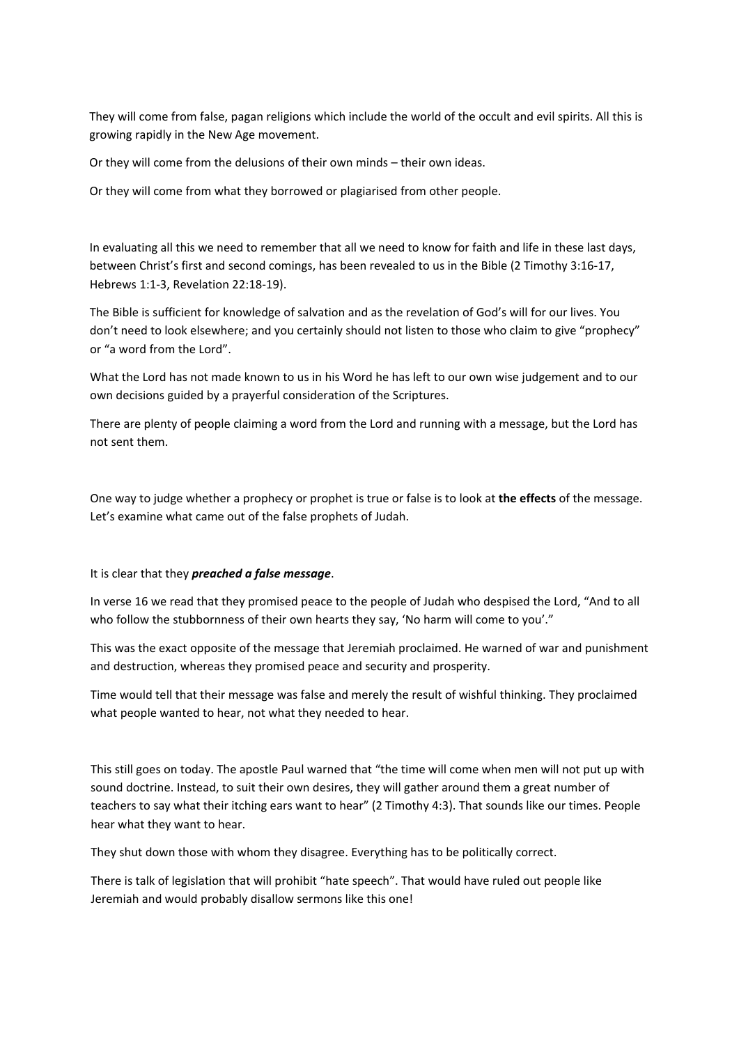They will come from false, pagan religions which include the world of the occult and evil spirits. All this is growing rapidly in the New Age movement.

Or they will come from the delusions of their own minds – their own ideas.

Or they will come from what they borrowed or plagiarised from other people.

In evaluating all this we need to remember that all we need to know for faith and life in these last days, between Christ's first and second comings, has been revealed to us in the Bible (2 Timothy 3:16-17, Hebrews 1:1-3, Revelation 22:18-19).

The Bible is sufficient for knowledge of salvation and as the revelation of God's will for our lives. You don't need to look elsewhere; and you certainly should not listen to those who claim to give "prophecy" or "a word from the Lord".

What the Lord has not made known to us in his Word he has left to our own wise judgement and to our own decisions guided by a prayerful consideration of the Scriptures.

There are plenty of people claiming a word from the Lord and running with a message, but the Lord has not sent them.

One way to judge whether a prophecy or prophet is true or false is to look at **the effects** of the message. Let's examine what came out of the false prophets of Judah.

It is clear that they ***preached a false message***.

In verse 16 we read that they promised peace to the people of Judah who despised the Lord, "And to all who follow the stubbornness of their own hearts they say, 'No harm will come to you'."

This was the exact opposite of the message that Jeremiah proclaimed. He warned of war and punishment and destruction, whereas they promised peace and security and prosperity.

Time would tell that their message was false and merely the result of wishful thinking. They proclaimed what people wanted to hear, not what they needed to hear.

This still goes on today. The apostle Paul warned that "the time will come when men will not put up with sound doctrine. Instead, to suit their own desires, they will gather around them a great number of teachers to say what their itching ears want to hear" (2 Timothy 4:3). That sounds like our times. People hear what they want to hear.

They shut down those with whom they disagree. Everything has to be politically correct.

There is talk of legislation that will prohibit "hate speech". That would have ruled out people like Jeremiah and would probably disallow sermons like this one!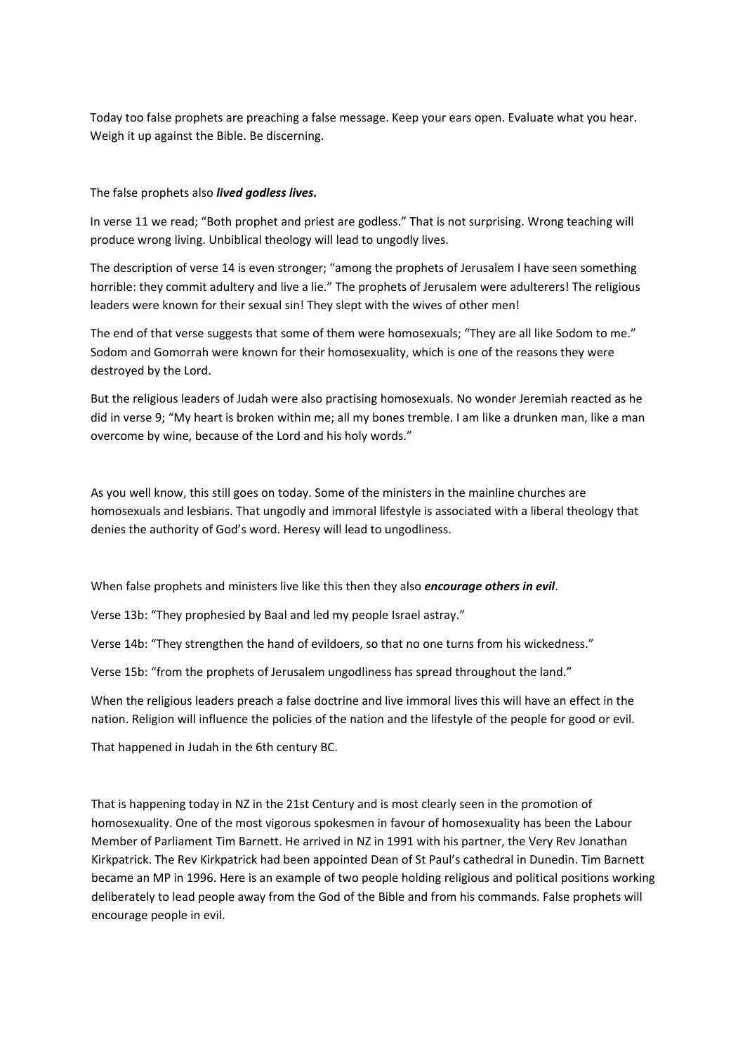Today too false prophets are preaching a false message. Keep your ears open. Evaluate what you hear. Weigh it up against the Bible. Be discerning.

The false prophets also ***lived godless lives*.**

In verse 11 we read; "Both prophet and priest are godless." That is not surprising. Wrong teaching will produce wrong living. Unbiblical theology will lead to ungodly lives.

The description of verse 14 is even stronger; "among the prophets of Jerusalem I have seen something horrible: they commit adultery and live a lie." The prophets of Jerusalem were adulterers! The religious leaders were known for their sexual sin! They slept with the wives of other men!

The end of that verse suggests that some of them were homosexuals; "They are all like Sodom to me." Sodom and Gomorrah were known for their homosexuality, which is one of the reasons they were destroyed by the Lord.

But the religious leaders of Judah were also practising homosexuals. No wonder Jeremiah reacted as he did in verse 9; "My heart is broken within me; all my bones tremble. I am like a drunken man, like a man overcome by wine, because of the Lord and his holy words."

As you well know, this still goes on today. Some of the ministers in the mainline churches are homosexuals and lesbians. That ungodly and immoral lifestyle is associated with a liberal theology that denies the authority of God's word. Heresy will lead to ungodliness.

When false prophets and ministers live like this then they also ***encourage others in evil***.

Verse 13b: "They prophesied by Baal and led my people Israel astray."

Verse 14b: "They strengthen the hand of evildoers, so that no one turns from his wickedness."

Verse 15b: "from the prophets of Jerusalem ungodliness has spread throughout the land."

When the religious leaders preach a false doctrine and live immoral lives this will have an effect in the nation. Religion will influence the policies of the nation and the lifestyle of the people for good or evil.

That happened in Judah in the 6th century BC.

That is happening today in NZ in the 21st Century and is most clearly seen in the promotion of homosexuality. One of the most vigorous spokesmen in favour of homosexuality has been the Labour Member of Parliament Tim Barnett. He arrived in NZ in 1991 with his partner, the Very Rev Jonathan Kirkpatrick. The Rev Kirkpatrick had been appointed Dean of St Paul's cathedral in Dunedin. Tim Barnett became an MP in 1996. Here is an example of two people holding religious and political positions working deliberately to lead people away from the God of the Bible and from his commands. False prophets will encourage people in evil.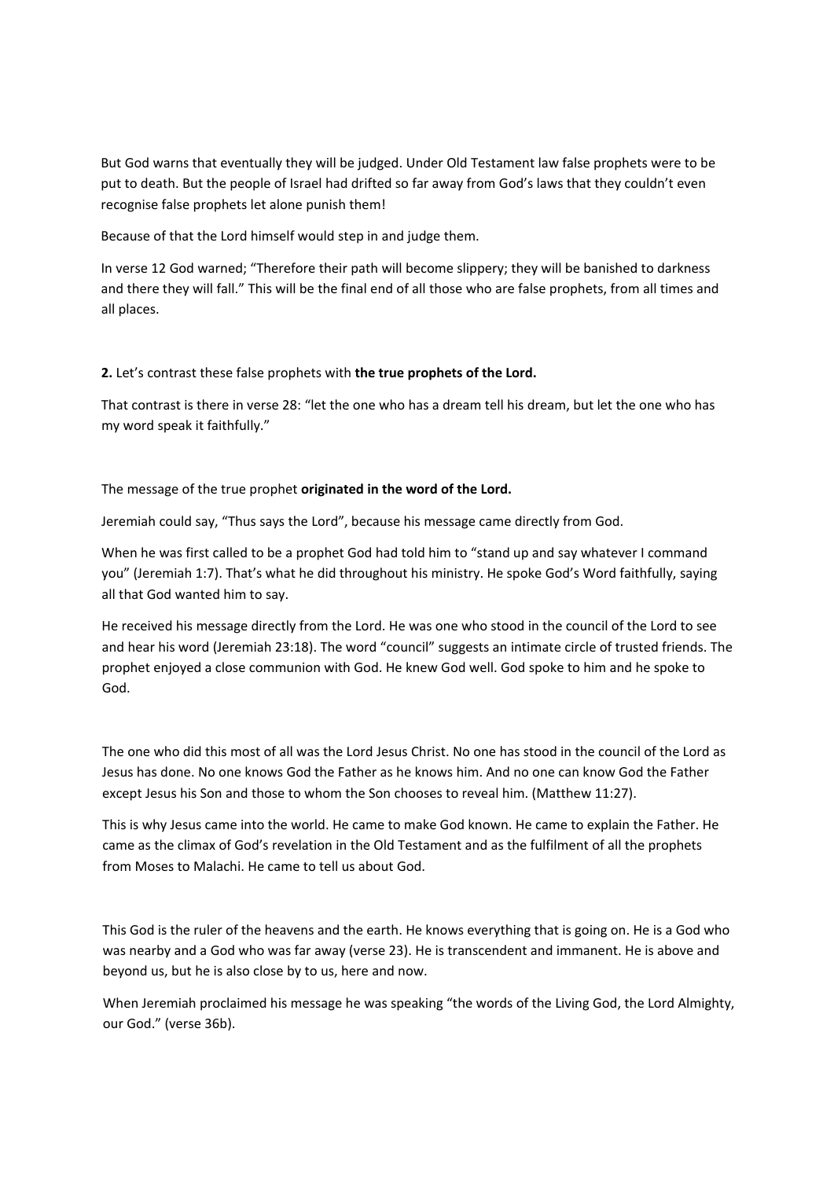But God warns that eventually they will be judged. Under Old Testament law false prophets were to be put to death. But the people of Israel had drifted so far away from God's laws that they couldn't even recognise false prophets let alone punish them!

Because of that the Lord himself would step in and judge them.

In verse 12 God warned; "Therefore their path will become slippery; they will be banished to darkness and there they will fall." This will be the final end of all those who are false prophets, from all times and all places.

**2.** Let's contrast these false prophets with **the true prophets of the Lord.**

That contrast is there in verse 28: "let the one who has a dream tell his dream, but let the one who has my word speak it faithfully."

The message of the true prophet **originated in the word of the Lord.**

Jeremiah could say, "Thus says the Lord", because his message came directly from God.

When he was first called to be a prophet God had told him to "stand up and say whatever I command you" (Jeremiah 1:7). That's what he did throughout his ministry. He spoke God's Word faithfully, saying all that God wanted him to say.

He received his message directly from the Lord. He was one who stood in the council of the Lord to see and hear his word (Jeremiah 23:18). The word "council" suggests an intimate circle of trusted friends. The prophet enjoyed a close communion with God. He knew God well. God spoke to him and he spoke to God.

The one who did this most of all was the Lord Jesus Christ. No one has stood in the council of the Lord as Jesus has done. No one knows God the Father as he knows him. And no one can know God the Father except Jesus his Son and those to whom the Son chooses to reveal him. (Matthew 11:27).

This is why Jesus came into the world. He came to make God known. He came to explain the Father. He came as the climax of God's revelation in the Old Testament and as the fulfilment of all the prophets from Moses to Malachi. He came to tell us about God.

This God is the ruler of the heavens and the earth. He knows everything that is going on. He is a God who was nearby and a God who was far away (verse 23). He is transcendent and immanent. He is above and beyond us, but he is also close by to us, here and now.

When Jeremiah proclaimed his message he was speaking "the words of the Living God, the Lord Almighty, our God." (verse 36b).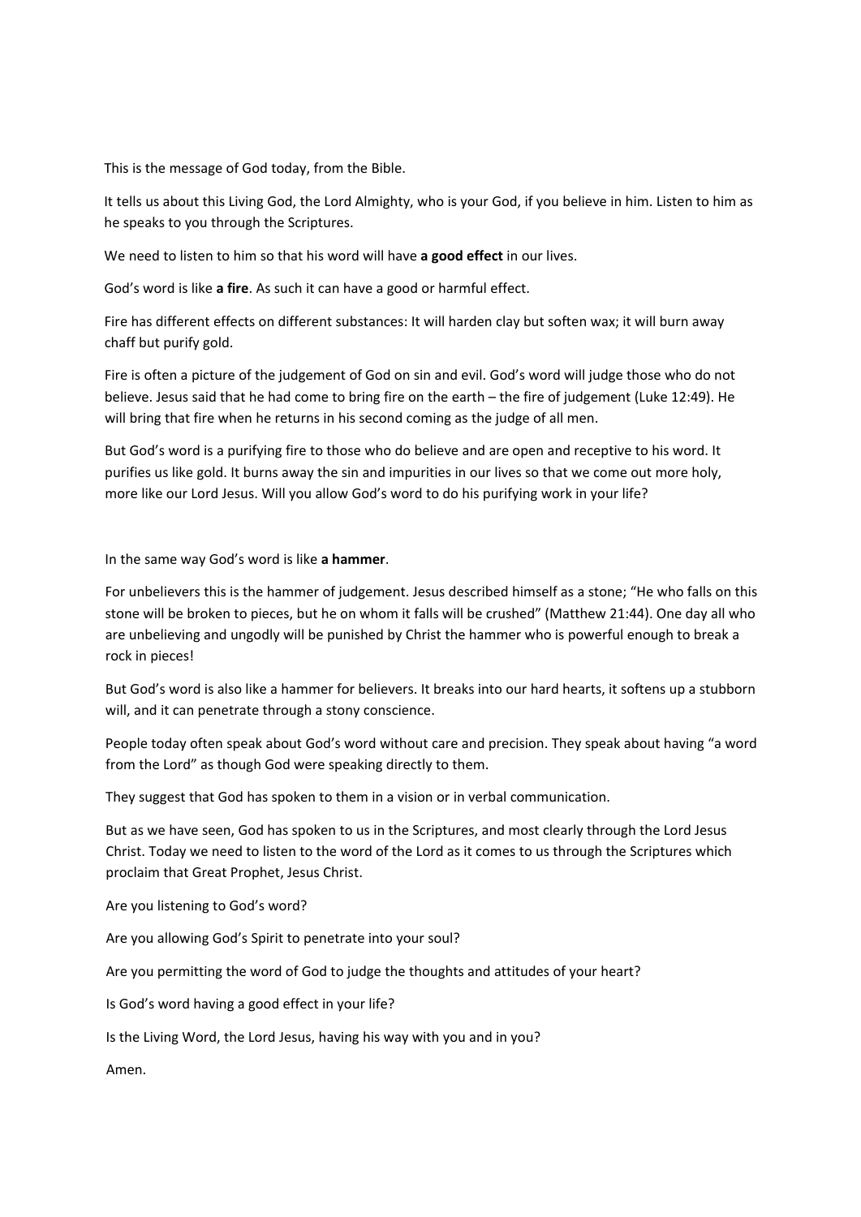This is the message of God today, from the Bible.

It tells us about this Living God, the Lord Almighty, who is your God, if you believe in him. Listen to him as he speaks to you through the Scriptures.

We need to listen to him so that his word will have **a good effect** in our lives.

God's word is like **a fire**. As such it can have a good or harmful effect.

Fire has different effects on different substances: It will harden clay but soften wax; it will burn away chaff but purify gold.

Fire is often a picture of the judgement of God on sin and evil. God's word will judge those who do not believe. Jesus said that he had come to bring fire on the earth – the fire of judgement (Luke 12:49). He will bring that fire when he returns in his second coming as the judge of all men.

But God's word is a purifying fire to those who do believe and are open and receptive to his word. It purifies us like gold. It burns away the sin and impurities in our lives so that we come out more holy, more like our Lord Jesus. Will you allow God's word to do his purifying work in your life?

In the same way God's word is like **a hammer**.

For unbelievers this is the hammer of judgement. Jesus described himself as a stone; "He who falls on this stone will be broken to pieces, but he on whom it falls will be crushed" (Matthew 21:44). One day all who are unbelieving and ungodly will be punished by Christ the hammer who is powerful enough to break a rock in pieces!

But God's word is also like a hammer for believers. It breaks into our hard hearts, it softens up a stubborn will, and it can penetrate through a stony conscience.

People today often speak about God's word without care and precision. They speak about having "a word from the Lord" as though God were speaking directly to them.

They suggest that God has spoken to them in a vision or in verbal communication.

But as we have seen, God has spoken to us in the Scriptures, and most clearly through the Lord Jesus Christ. Today we need to listen to the word of the Lord as it comes to us through the Scriptures which proclaim that Great Prophet, Jesus Christ.

Are you listening to God's word?

Are you allowing God's Spirit to penetrate into your soul?

Are you permitting the word of God to judge the thoughts and attitudes of your heart?

Is God's word having a good effect in your life?

Is the Living Word, the Lord Jesus, having his way with you and in you?

Amen.